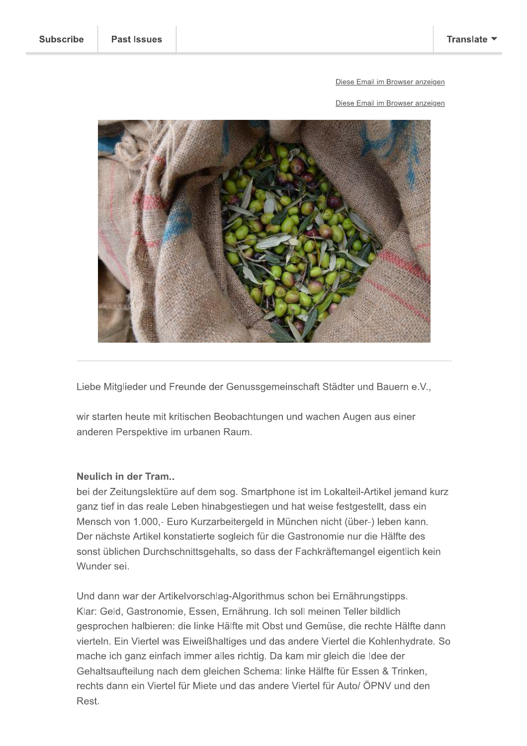Subscribe | Past Issues | Translate

Diese Email im Browser anzeigen

Diese Email im Browser anzeigen

Liebe Mitglieder und Freunde der Genussgemeinschaft Städter und Bauern e.V.,

wir starten heute mit kritischen Beobachtungen und wachen Augen aus einer anderen Perspektive im urbanen Raum.

**Neulich in der Tram..**
bei der Zeitungslektüre auf dem sog. Smartphone ist im Lokalteil-Artikel jemand kurz ganz tief in das reale Leben hinabgestiegen und hat weise festgestellt, dass ein Mensch von 1.000,- Euro Kurzarbeitergeld in München nicht (über-) leben kann. Der nächste Artikel konstatierte sogleich für die Gastronomie nur die Hälfte des sonst üblichen Durchschnittsgehalts, so dass der Fachkräftemangel eigentlich kein Wunder sei.

Und dann war der Artikelvorschlag-Algorithmus schon bei Ernährungstipps. Klar: Geld, Gastronomie, Essen, Ernährung. Ich soll meinen Teller bildlich gesprochen halbieren: die linke Hälfte mit Obst und Gemüse, die rechte Hälfte dann vierteln. Ein Viertel was Eiweißhaltiges und das andere Viertel die Kohlenhydrate. So mache ich ganz einfach immer alles richtig. Da kam mir gleich die Idee der Gehaltsaufteilung nach dem gleichen Schema: linke Hälfte für Essen & Trinken, rechts dann ein Viertel für Miete und das andere Viertel für Auto/ ÖPNV und den Rest.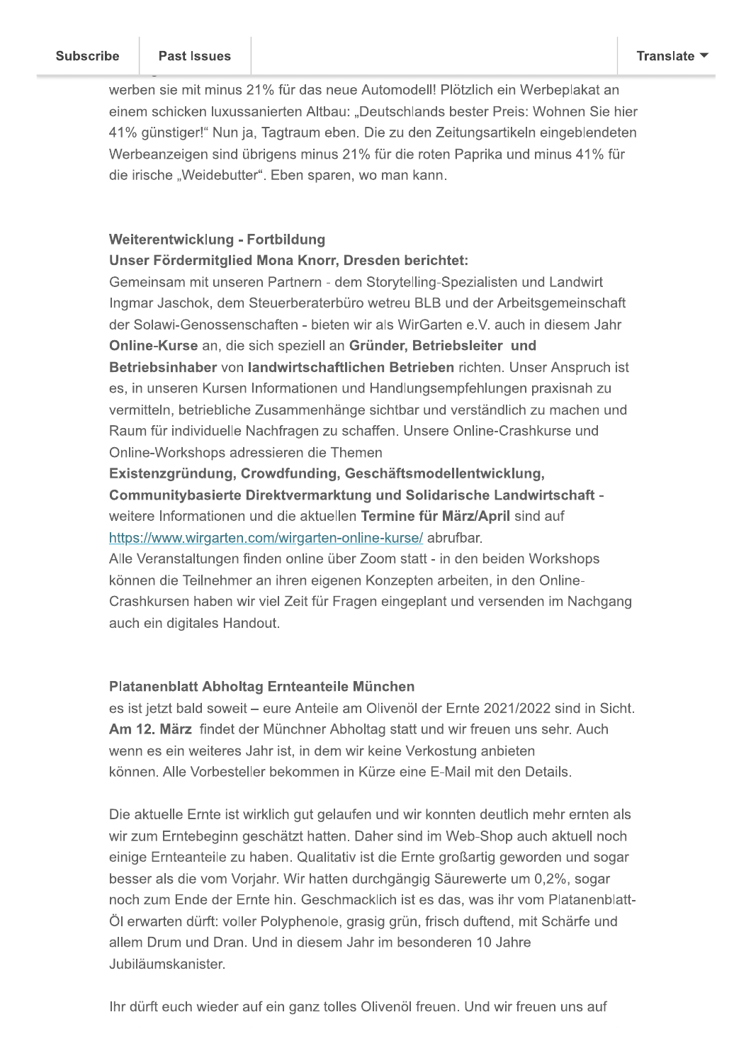werben sie mit minus 21% für das neue Automodell! Plötzlich ein Werbeplakat an einem schicken luxussanierten Altbau: „Deutschlands bester Preis: Wohnen Sie hier 41% günstiger!" Nun ja, Tagtraum eben. Die zu den Zeitungsartikeln eingeblendeten Werbeanzeigen sind übrigens minus 21% für die roten Paprika und minus 41% für die irische „Weidebutter". Eben sparen, wo man kann.

**Weiterentwicklung - Fortbildung**
**Unser Fördermitglied Mona Knorr, Dresden berichtet:**
Gemeinsam mit unseren Partnern - dem Storytelling-Spezialisten und Landwirt Ingmar Jaschok, dem Steuerberaterbüro wetreu BLB und der Arbeitsgemeinschaft der Solawi-Genossenschaften - bieten wir als WirGarten e.V. auch in diesem Jahr **Online-Kurse** an, die sich speziell an **Gründer, Betriebsleiter und Betriebsinhaber** von **landwirtschaftlichen Betrieben** richten. Unser Anspruch ist es, in unseren Kursen Informationen und Handlungsempfehlungen praxisnah zu vermitteln, betriebliche Zusammenhänge sichtbar und verständlich zu machen und Raum für individuelle Nachfragen zu schaffen. Unsere Online-Crashkurse und Online-Workshops adressieren die Themen
**Existenzgründung, Crowdfunding, Geschäftsmodellentwicklung, Communitybasierte Direktvermarktung und Solidarische Landwirtschaft** - weitere Informationen und die aktuellen **Termine für März/April** sind auf https://www.wirgarten.com/wirgarten-online-kurse/ abrufbar.
Alle Veranstaltungen finden online über Zoom statt - in den beiden Workshops können die Teilnehmer an ihren eigenen Konzepten arbeiten, in den Online-Crashkursen haben wir viel Zeit für Fragen eingeplant und versenden im Nachgang auch ein digitales Handout.

**Platanenblatt Abholtag Ernteanteile München**
es ist jetzt bald soweit – eure Anteile am Olivenöl der Ernte 2021/2022 sind in Sicht. **Am 12. März** findet der Münchner Abholtag statt und wir freuen uns sehr. Auch wenn es ein weiteres Jahr ist, in dem wir keine Verkostung anbieten können. Alle Vorbesteller bekommen in Kürze eine E-Mail mit den Details.

Die aktuelle Ernte ist wirklich gut gelaufen und wir konnten deutlich mehr ernten als wir zum Erntebeginn geschätzt hatten. Daher sind im Web-Shop auch aktuell noch einige Ernteanteile zu haben. Qualitativ ist die Ernte großartig geworden und sogar besser als die vom Vorjahr. Wir hatten durchgängig Säurewerte um 0,2%, sogar noch zum Ende der Ernte hin. Geschmacklich ist es das, was ihr vom Platanenblatt-Öl erwarten dürft: voller Polyphenole, grasig grün, frisch duftend, mit Schärfe und allem Drum und Dran. Und in diesem Jahr im besonderen 10 Jahre Jubiläumskanister.

Ihr dürft euch wieder auf ein ganz tolles Olivenöl freuen. Und wir freuen uns auf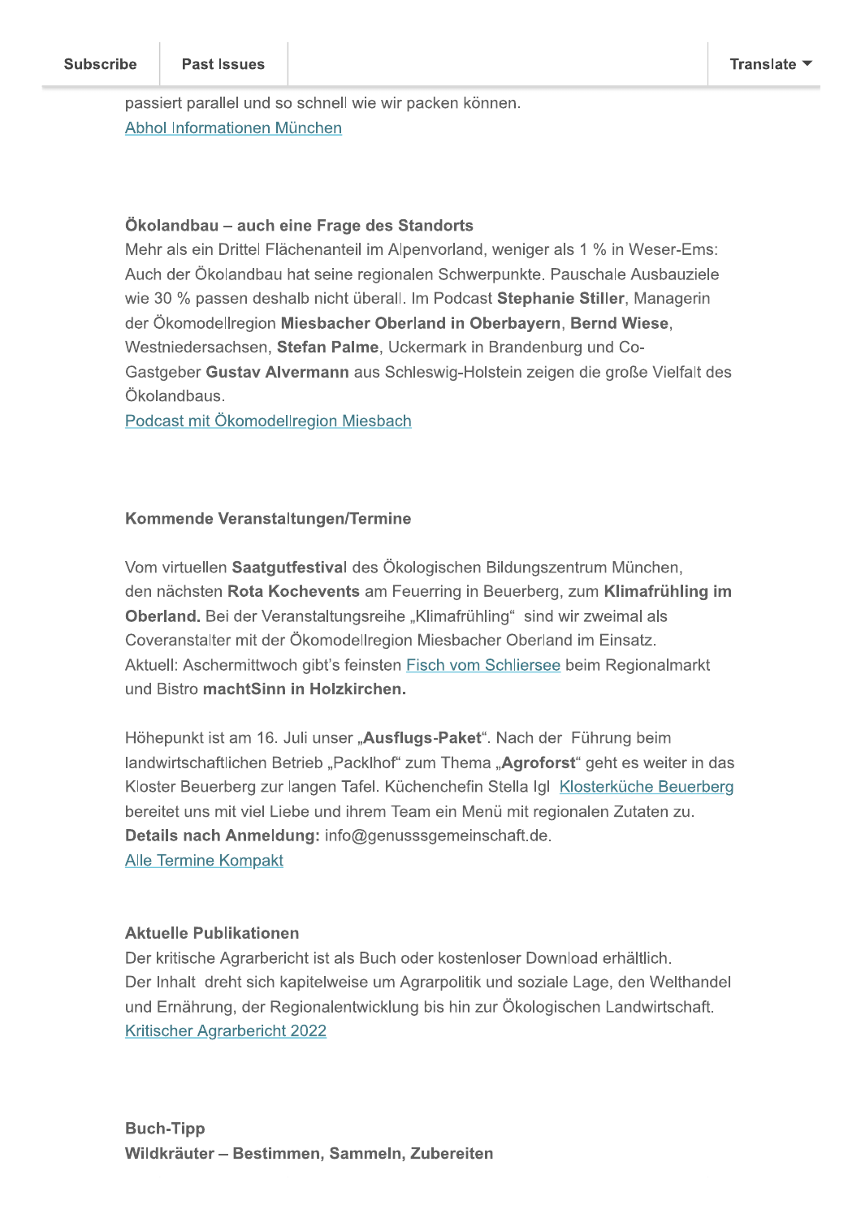passiert parallel und so schnell wie wir packen können.
Abhol Informationen München

**Ökolandbau – auch eine Frage des Standorts**
Mehr als ein Drittel Flächenanteil im Alpenvorland, weniger als 1 % in Weser-Ems: Auch der Ökolandbau hat seine regionalen Schwerpunkte. Pauschale Ausbauziele wie 30 % passen deshalb nicht überall. Im Podcast **Stephanie Stiller**, Managerin der Ökomodellregion **Miesbacher Oberland in Oberbayern**, **Bernd Wiese**, Westniedersachsen, **Stefan Palme**, Uckermark in Brandenburg und Co-Gastgeber **Gustav Alvermann** aus Schleswig-Holstein zeigen die große Vielfalt des Ökolandbaus.
Podcast mit Ökomodellregion Miesbach

**Kommende Veranstaltungen/Termine**

Vom virtuellen **Saatgutfestival** des Ökologischen Bildungszentrum München, den nächsten **Rota Kochevents** am Feuerring in Beuerberg, zum **Klimafrühling im Oberland.** Bei der Veranstaltungsreihe „Klimafrühling“ sind wir zweimal als Coveranstalter mit der Ökomodellregion Miesbacher Oberland im Einsatz.
Aktuell: Aschermittwoch gibt's feinsten Fisch vom Schliersee beim Regionalmarkt und Bistro **machtSinn in Holzkirchen.**

Höhepunkt ist am 16. Juli unser „**Ausflugs-Paket**“. Nach der Führung beim landwirtschaftlichen Betrieb „Packlhof“ zum Thema „**Agroforst**“ geht es weiter in das Kloster Beuerberg zur langen Tafel. Küchenchefin Stella Igl Klosterküche Beuerberg bereitet uns mit viel Liebe und ihrem Team ein Menü mit regionalen Zutaten zu.
**Details nach Anmeldung:** info@genusssgemeinschaft.de.
Alle Termine Kompakt

**Aktuelle Publikationen**
Der kritische Agrarbericht ist als Buch oder kostenloser Download erhältlich.
Der Inhalt dreht sich kapitelweise um Agrarpolitik und soziale Lage, den Welthandel und Ernährung, der Regionalentwicklung bis hin zur Ökologischen Landwirtschaft.
Kritischer Agrarbericht 2022

**Buch-Tipp**
**Wildkräuter – Bestimmen, Sammeln, Zubereiten**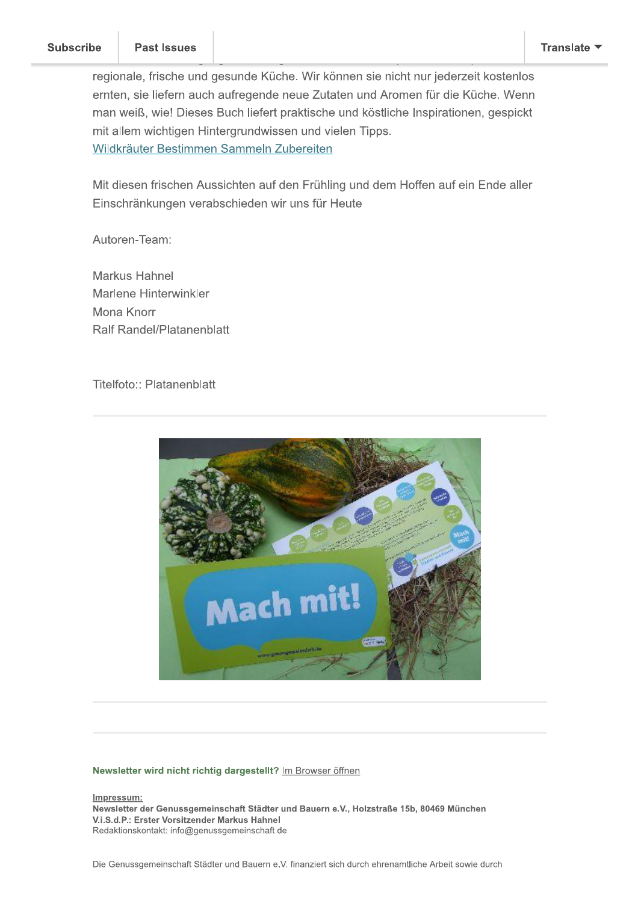regionale, frische und gesunde Küche. Wir können sie nicht nur jederzeit kostenlos ernten, sie liefern auch aufregende neue Zutaten und Aromen für die Küche. Wenn man weiß, wie! Dieses Buch liefert praktische und köstliche Inspirationen, gespickt mit allem wichtigen Hintergrundwissen und vielen Tipps.
[Wildkräuter Bestimmen Sammeln Zubereiten]

Mit diesen frischen Aussichten auf den Frühling und dem Hoffen auf ein Ende aller Einschränkungen verabschieden wir uns für Heute

Autoren-Team:

Markus Hahnel
Marlene Hinterwinkler
Mona Knorr
Ralf Randel/Platanenblatt

Titelfoto:: Platanenblatt

---

---

**Newsletter wird nicht richtig dargestellt?** Im Browser öffnen

Impressum:
**Newsletter der Genussgemeinschaft Städter und Bauern e.V., Holzstraße 15b, 80469 München**
**V.i.S.d.P.: Erster Vorsitzender Markus Hahnel**
Redaktionskontakt: info@genussgemeinschaft.de

Die Genussgemeinschaft Städter und Bauern e.V. finanziert sich durch ehrenamtliche Arbeit sowie durch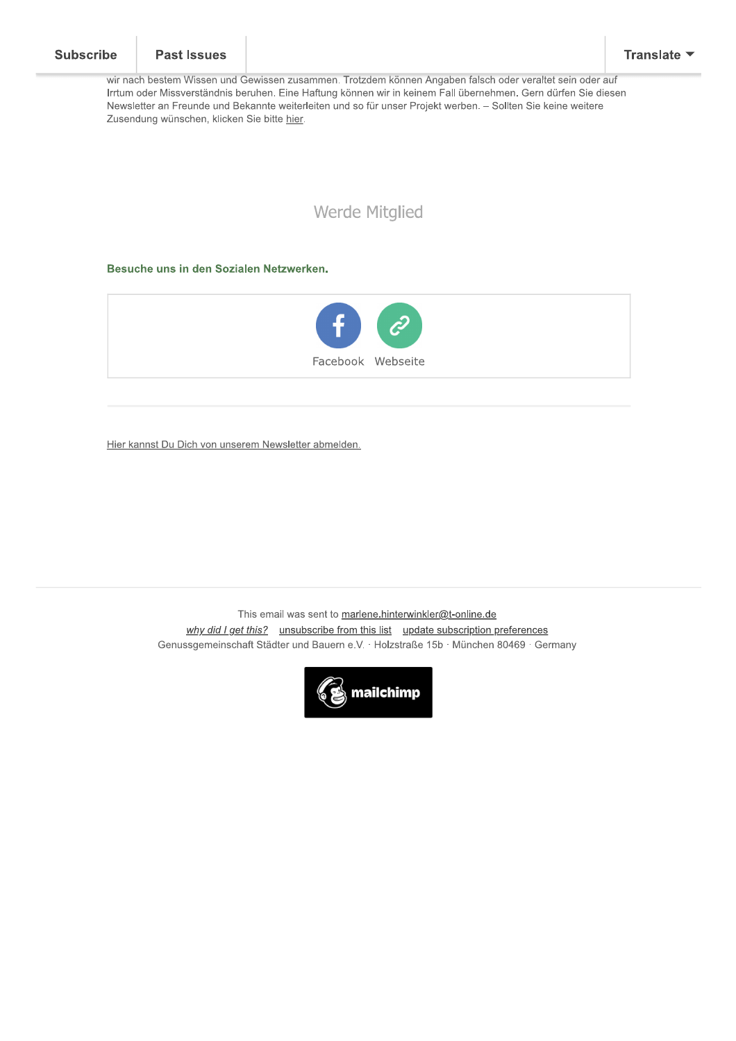Subscribe | Past Issues | Translate

wir nach bestem Wissen und Gewissen zusammen. Trotzdem können Angaben falsch oder veraltet sein oder auf Irrtum oder Missverständnis beruhen. Eine Haftung können wir in keinem Fall übernehmen. Gern dürfen Sie diesen Newsletter an Freunde und Bekannte weiterleiten und so für unser Projekt werben. – Sollten Sie keine weitere Zusendung wünschen, klicken Sie bitte hier.

Werde Mitglied

**Besuche uns in den Sozialen Netzwerken.**

Facebook Webseite

Hier kannst Du Dich von unserem Newsletter abmelden.

---

This email was sent to marlene.hinterwinkler@t-online.de

*why did I get this?* unsubscribe from this list update subscription preferences

Genussgemeinschaft Städter und Bauern e.V. · Holzstraße 15b · München 80469 · Germany

mailchimp